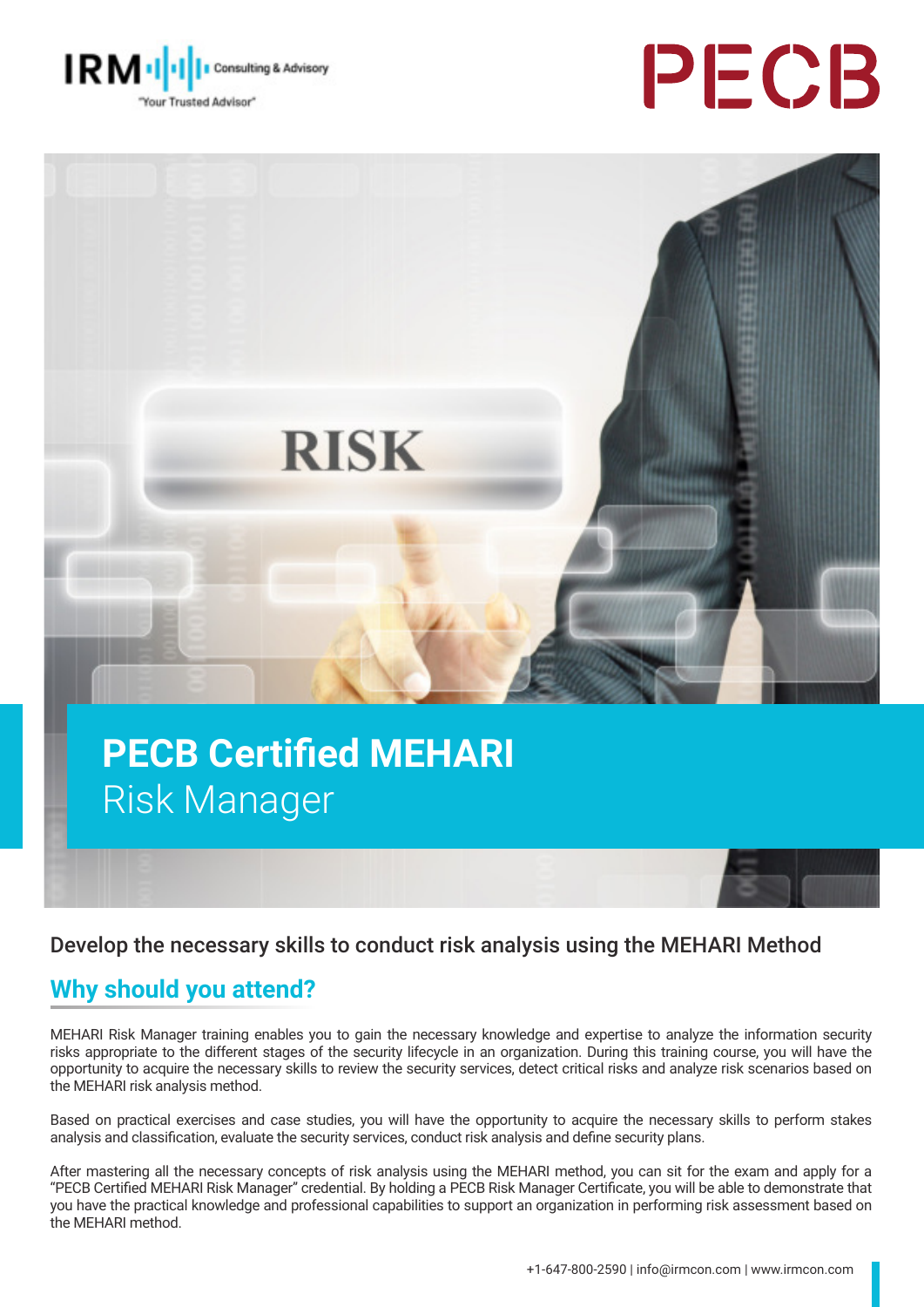IRM Consulting & Advisory
"Your Trusted Advisor"

PECB

# PECB Certified MEHARI Risk Manager

Develop the necessary skills to conduct risk analysis using the MEHARI Method

## Why should you attend?

MEHARI Risk Manager training enables you to gain the necessary knowledge and expertise to analyze the information security risks appropriate to the different stages of the security lifecycle in an organization. During this training course, you will have the opportunity to acquire the necessary skills to review the security services, detect critical risks and analyze risk scenarios based on the MEHARI risk analysis method.

Based on practical exercises and case studies, you will have the opportunity to acquire the necessary skills to perform stakes analysis and classification, evaluate the security services, conduct risk analysis and define security plans.

After mastering all the necessary concepts of risk analysis using the MEHARI method, you can sit for the exam and apply for a "PECB Certified MEHARI Risk Manager" credential. By holding a PECB Risk Manager Certificate, you will be able to demonstrate that you have the practical knowledge and professional capabilities to support an organization in performing risk assessment based on the MEHARI method.

+1-647-800-2590 | info@irmcon.com | www.irmcon.com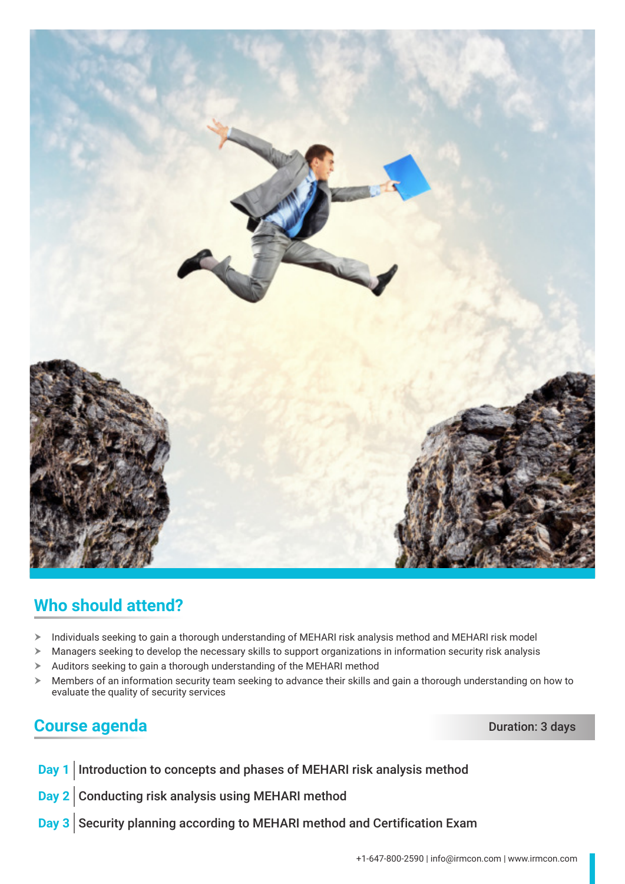## Who should attend?

- Individuals seeking to gain a thorough understanding of MEHARI risk analysis method and MEHARI risk model
- Managers seeking to develop the necessary skills to support organizations in information security risk analysis
- Auditors seeking to gain a thorough understanding of the MEHARI method
- Members of an information security team seeking to advance their skills and gain a thorough understanding on how to evaluate the quality of security services

## Course agenda

Duration: 3 days

**Day 1** | Introduction to concepts and phases of MEHARI risk analysis method

**Day 2** | Conducting risk analysis using MEHARI method

**Day 3** | Security planning according to MEHARI method and Certification Exam

+1-647-800-2590 | info@irmcon.com | www.irmcon.com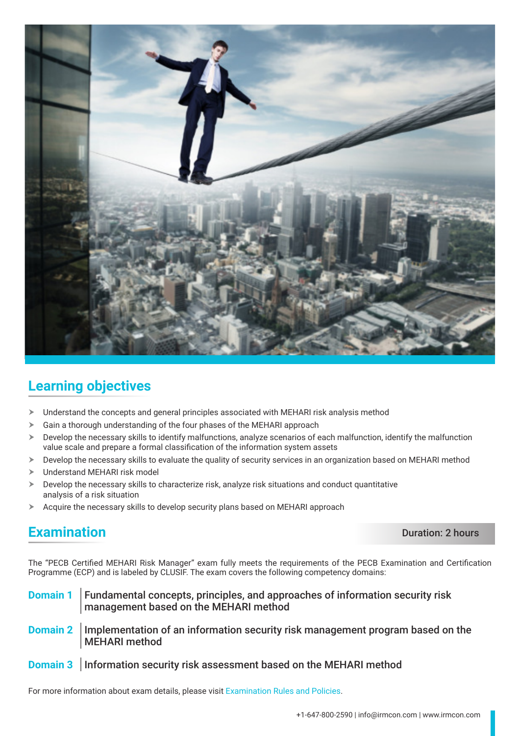## Learning objectives

- Understand the concepts and general principles associated with MEHARI risk analysis method
- Gain a thorough understanding of the four phases of the MEHARI approach
- Develop the necessary skills to identify malfunctions, analyze scenarios of each malfunction, identify the malfunction value scale and prepare a formal classification of the information system assets
- Develop the necessary skills to evaluate the quality of security services in an organization based on MEHARI method
- Understand MEHARI risk model
- Develop the necessary skills to characterize risk, analyze risk situations and conduct quantitative analysis of a risk situation
- Acquire the necessary skills to develop security plans based on MEHARI approach

## Examination

Duration: 2 hours

The "PECB Certified MEHARI Risk Manager" exam fully meets the requirements of the PECB Examination and Certification Programme (ECP) and is labeled by CLUSIF. The exam covers the following competency domains:

**Domain 1** | **Fundamental concepts, principles, and approaches of information security risk management based on the MEHARI method**

**Domain 2** | **Implementation of an information security risk management program based on the MEHARI method**

**Domain 3** | **Information security risk assessment based on the MEHARI method**

For more information about exam details, please visit Examination Rules and Policies.

+1-647-800-2590 | info@irmcon.com | www.irmcon.com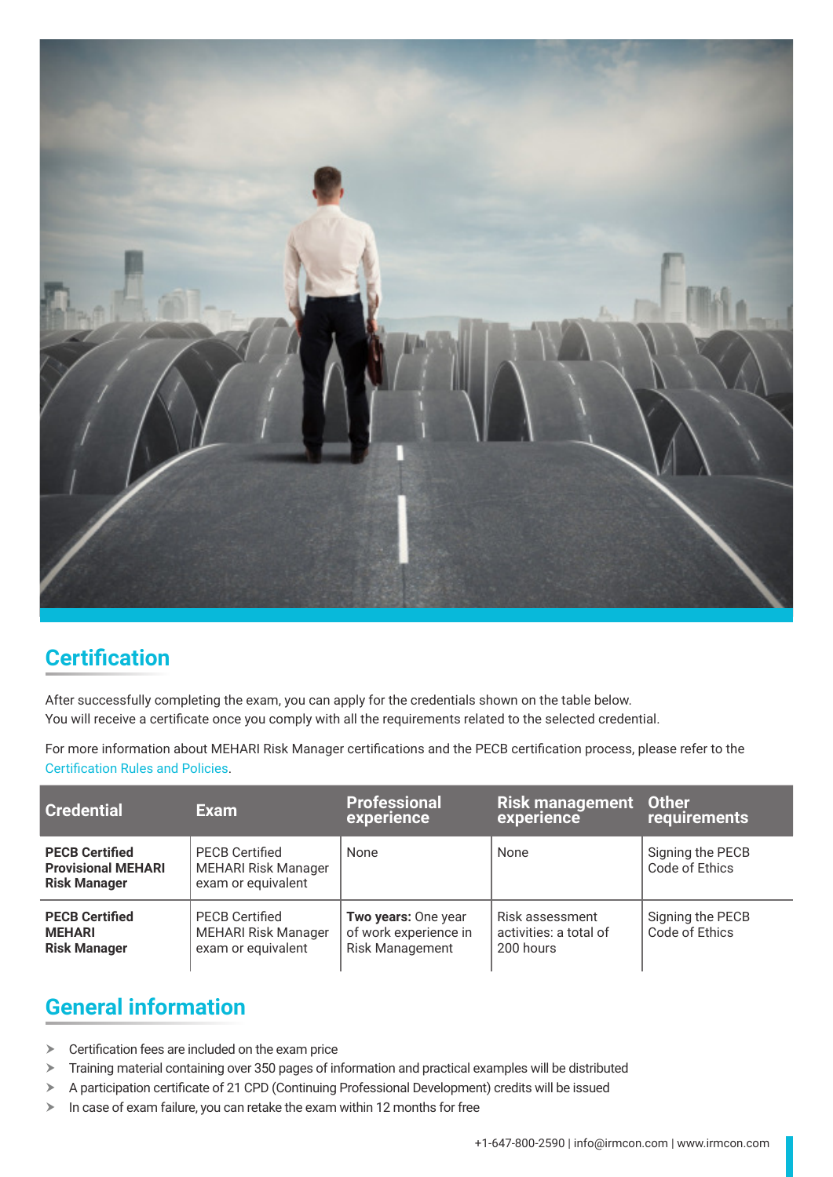## Certification

After successfully completing the exam, you can apply for the credentials shown on the table below.
You will receive a certificate once you comply with all the requirements related to the selected credential.

For more information about MEHARI Risk Manager certifications and the PECB certification process, please refer to the Certification Rules and Policies.

| Credential | Exam | Professional experience | Risk management experience | Other requirements |
|---|---|---|---|---|
| **PECB Certified Provisional MEHARI Risk Manager** | PECB Certified MEHARI Risk Manager exam or equivalent | None | None | Signing the PECB Code of Ethics |
| **PECB Certified MEHARI Risk Manager** | PECB Certified MEHARI Risk Manager exam or equivalent | **Two years:** One year of work experience in Risk Management | Risk assessment activities: a total of 200 hours | Signing the PECB Code of Ethics |

## General information

- Certification fees are included on the exam price
- Training material containing over 350 pages of information and practical examples will be distributed
- A participation certificate of 21 CPD (Continuing Professional Development) credits will be issued
- In case of exam failure, you can retake the exam within 12 months for free

+1-647-800-2590 | info@irmcon.com | www.irmcon.com